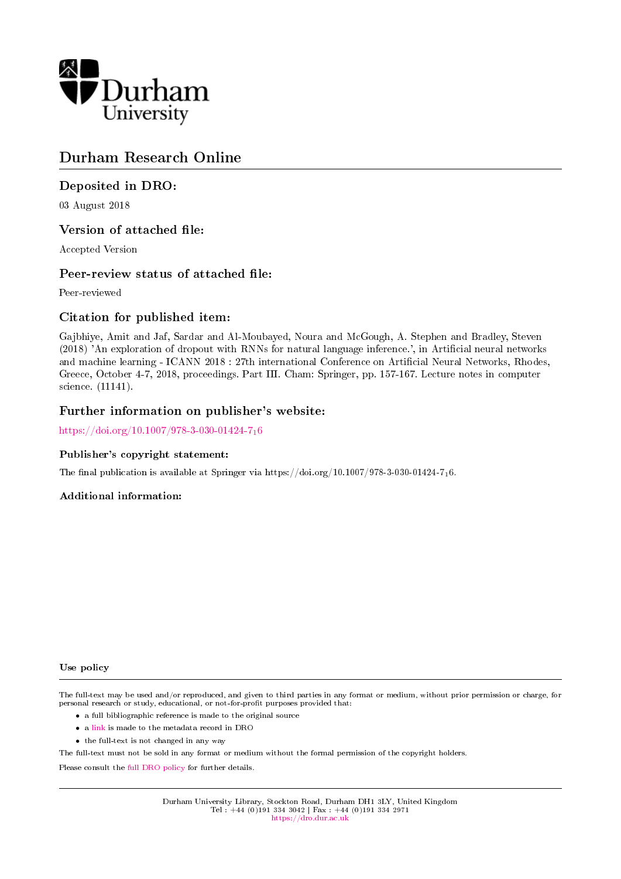Durham University

# Durham Research Online

## Deposited in DRO:

03 August 2018

## Version of attached file:

Accepted Version

## Peer-review status of attached file:

Peer-reviewed

## Citation for published item:

Gajbhiye, Amit and Jaf, Sardar and Al-Moubayed, Noura and McGough, A. Stephen and Bradley, Steven (2018) 'An exploration of dropout with RNNs for natural language inference.', in Artificial neural networks and machine learning - ICANN 2018 : 27th international Conference on Artificial Neural Networks, Rhodes, Greece, October 4-7, 2018, proceedings. Part III. Cham: Springer, pp. 157-167. Lecture notes in computer science. (11141).

## Further information on publisher's website:

https://doi.org/10.1007/978-3-030-01424-7$_1$6

### Publisher's copyright statement:

The final publication is available at Springer via https://doi.org/10.1007/978-3-030-01424-7$_1$6.

### Additional information:

### Use policy

The full-text may be used and/or reproduced, and given to third parties in any format or medium, without prior permission or charge, for personal research or study, educational, or not-for-profit purposes provided that:

- a full bibliographic reference is made to the original source
- a link is made to the metadata record in DRO
- the full-text is not changed in any way

The full-text must not be sold in any format or medium without the formal permission of the copyright holders.

Please consult the full DRO policy for further details.

Durham University Library, Stockton Road, Durham DH1 3LY, United Kingdom
Tel : +44 (0)191 334 3042 | Fax : +44 (0)191 334 2971
https://dro.dur.ac.uk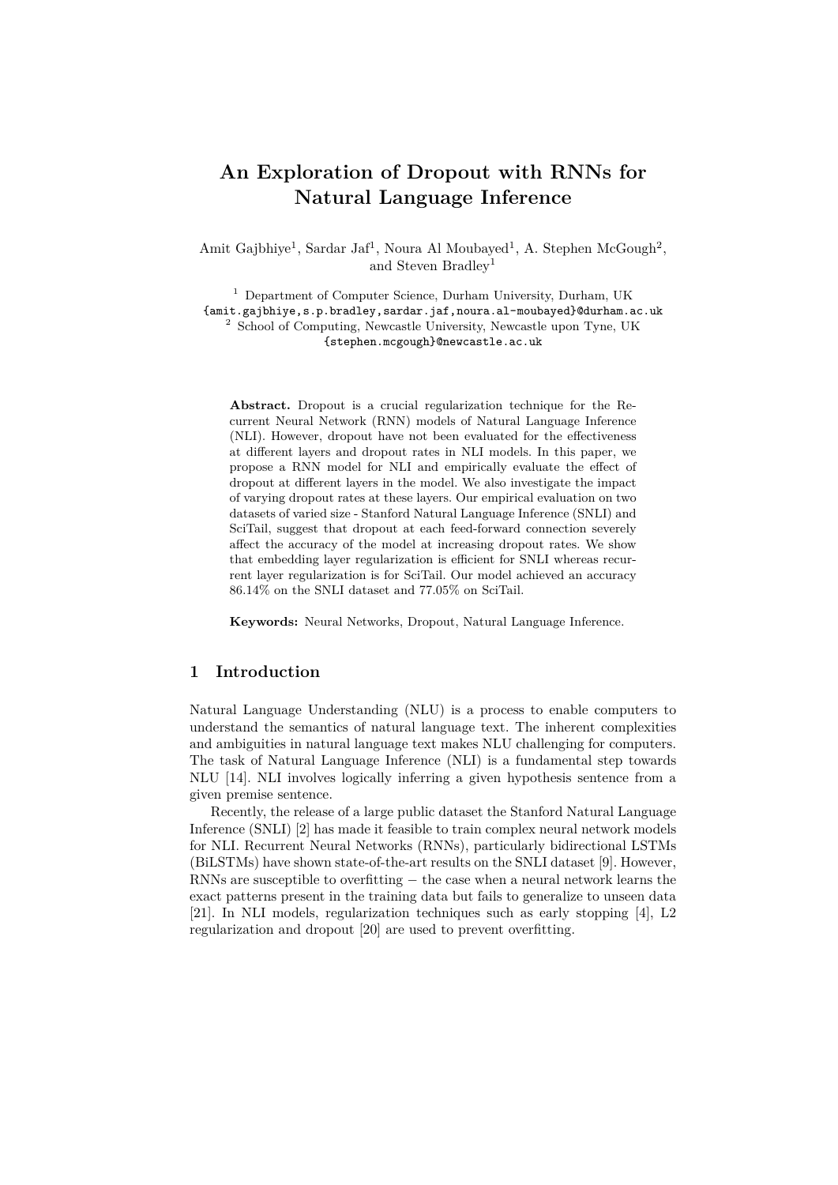# An Exploration of Dropout with RNNs for Natural Language Inference

Amit Gajbhiye[1], Sardar Jaf[1], Noura Al Moubayed[1], A. Stephen McGough[2], and Steven Bradley[1]

[1] Department of Computer Science, Durham University, Durham, UK
{amit.gajbhiye,s.p.bradley,sardar.jaf,noura.al-moubayed}@durham.ac.uk
[2] School of Computing, Newcastle University, Newcastle upon Tyne, UK
{stephen.mcgough}@newcastle.ac.uk

**Abstract.** Dropout is a crucial regularization technique for the Recurrent Neural Network (RNN) models of Natural Language Inference (NLI). However, dropout have not been evaluated for the effectiveness at different layers and dropout rates in NLI models. In this paper, we propose a RNN model for NLI and empirically evaluate the effect of dropout at different layers in the model. We also investigate the impact of varying dropout rates at these layers. Our empirical evaluation on two datasets of varied size - Stanford Natural Language Inference (SNLI) and SciTail, suggest that dropout at each feed-forward connection severely affect the accuracy of the model at increasing dropout rates. We show that embedding layer regularization is efficient for SNLI whereas recurrent layer regularization is for SciTail. Our model achieved an accuracy 86.14% on the SNLI dataset and 77.05% on SciTail.

**Keywords:** Neural Networks, Dropout, Natural Language Inference.

## 1 Introduction

Natural Language Understanding (NLU) is a process to enable computers to understand the semantics of natural language text. The inherent complexities and ambiguities in natural language text makes NLU challenging for computers. The task of Natural Language Inference (NLI) is a fundamental step towards NLU [14]. NLI involves logically inferring a given hypothesis sentence from a given premise sentence.

Recently, the release of a large public dataset the Stanford Natural Language Inference (SNLI) [2] has made it feasible to train complex neural network models for NLI. Recurrent Neural Networks (RNNs), particularly bidirectional LSTMs (BiLSTMs) have shown state-of-the-art results on the SNLI dataset [9]. However, RNNs are susceptible to overfitting − the case when a neural network learns the exact patterns present in the training data but fails to generalize to unseen data [21]. In NLI models, regularization techniques such as early stopping [4], L2 regularization and dropout [20] are used to prevent overfitting.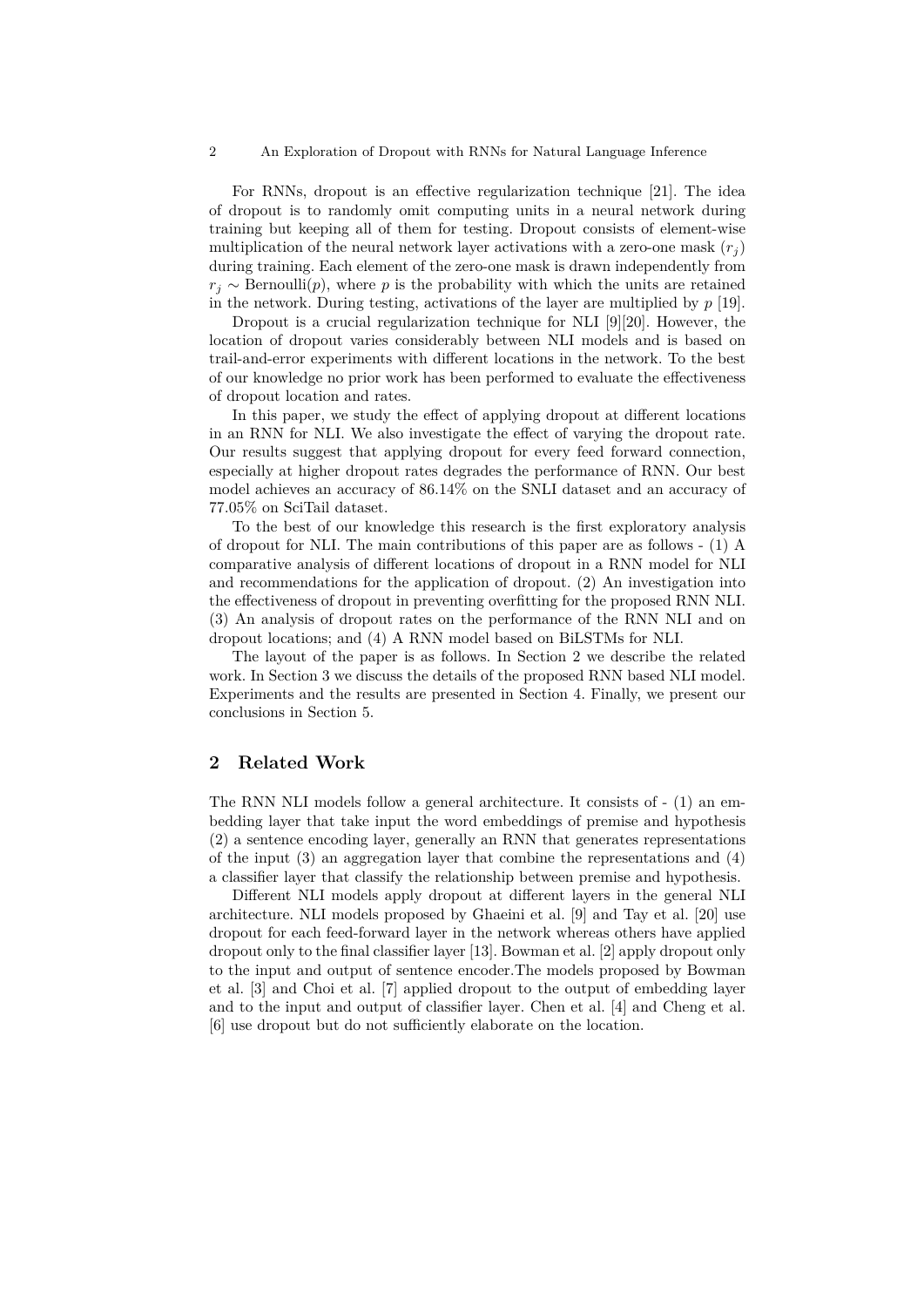For RNNs, dropout is an effective regularization technique [21]. The idea of dropout is to randomly omit computing units in a neural network during training but keeping all of them for testing. Dropout consists of element-wise multiplication of the neural network layer activations with a zero-one mask ($r_j$) during training. Each element of the zero-one mask is drawn independently from $r_j \sim \text{Bernoulli}(p)$, where $p$ is the probability with which the units are retained in the network. During testing, activations of the layer are multiplied by $p$ [19].

Dropout is a crucial regularization technique for NLI [9][20]. However, the location of dropout varies considerably between NLI models and is based on trail-and-error experiments with different locations in the network. To the best of our knowledge no prior work has been performed to evaluate the effectiveness of dropout location and rates.

In this paper, we study the effect of applying dropout at different locations in an RNN for NLI. We also investigate the effect of varying the dropout rate. Our results suggest that applying dropout for every feed forward connection, especially at higher dropout rates degrades the performance of RNN. Our best model achieves an accuracy of 86.14% on the SNLI dataset and an accuracy of 77.05% on SciTail dataset.

To the best of our knowledge this research is the first exploratory analysis of dropout for NLI. The main contributions of this paper are as follows - (1) A comparative analysis of different locations of dropout in a RNN model for NLI and recommendations for the application of dropout. (2) An investigation into the effectiveness of dropout in preventing overfitting for the proposed RNN NLI. (3) An analysis of dropout rates on the performance of the RNN NLI and on dropout locations; and (4) A RNN model based on BiLSTMs for NLI.

The layout of the paper is as follows. In Section 2 we describe the related work. In Section 3 we discuss the details of the proposed RNN based NLI model. Experiments and the results are presented in Section 4. Finally, we present our conclusions in Section 5.

## 2 Related Work

The RNN NLI models follow a general architecture. It consists of - (1) an embedding layer that take input the word embeddings of premise and hypothesis (2) a sentence encoding layer, generally an RNN that generates representations of the input (3) an aggregation layer that combine the representations and (4) a classifier layer that classify the relationship between premise and hypothesis.

Different NLI models apply dropout at different layers in the general NLI architecture. NLI models proposed by Ghaeini et al. [9] and Tay et al. [20] use dropout for each feed-forward layer in the network whereas others have applied dropout only to the final classifier layer [13]. Bowman et al. [2] apply dropout only to the input and output of sentence encoder.The models proposed by Bowman et al. [3] and Choi et al. [7] applied dropout to the output of embedding layer and to the input and output of classifier layer. Chen et al. [4] and Cheng et al. [6] use dropout but do not sufficiently elaborate on the location.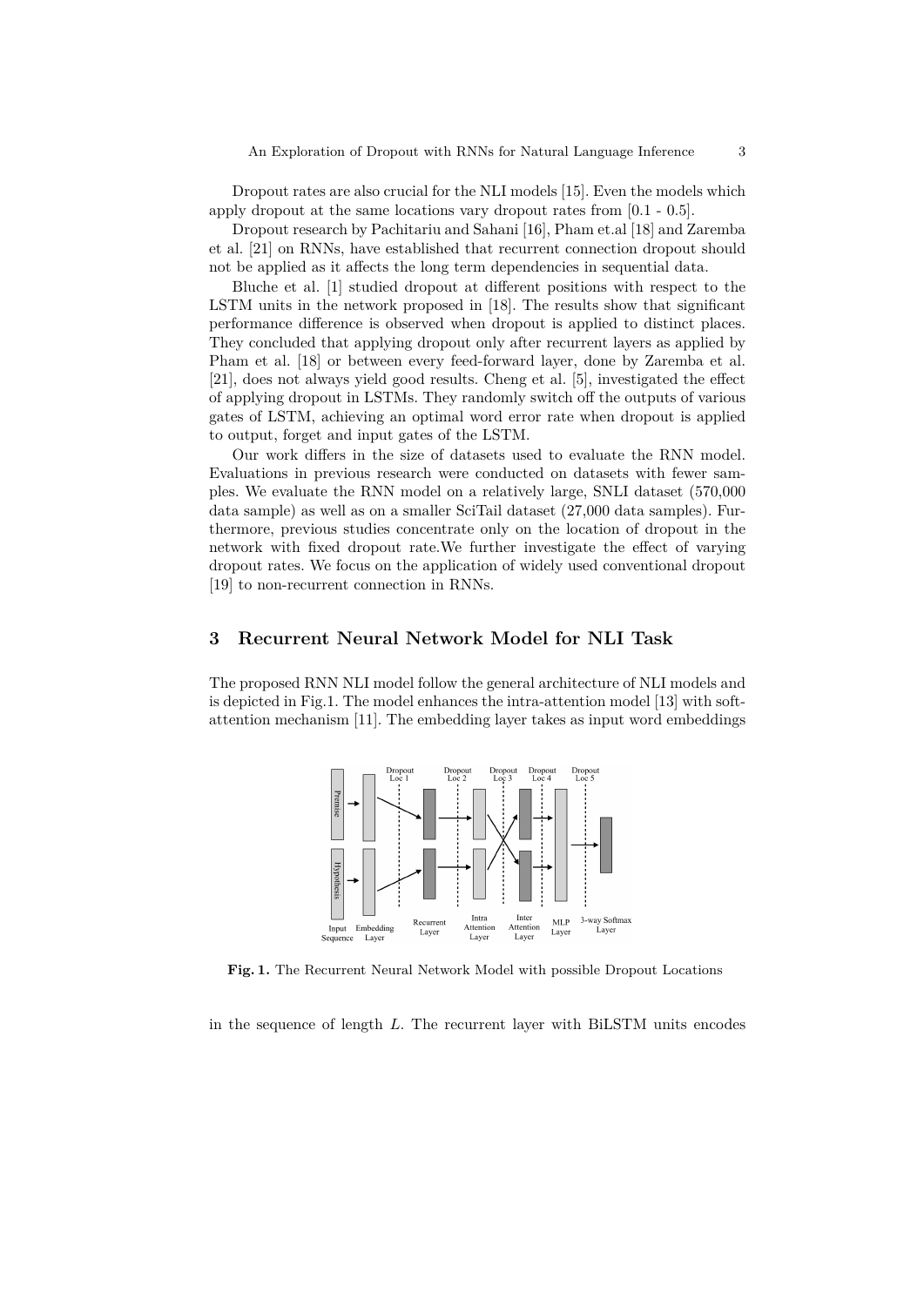Dropout rates are also crucial for the NLI models [15]. Even the models which apply dropout at the same locations vary dropout rates from [0.1 - 0.5].

Dropout research by Pachitariu and Sahani [16], Pham et.al [18] and Zaremba et al. [21] on RNNs, have established that recurrent connection dropout should not be applied as it affects the long term dependencies in sequential data.

Bluche et al. [1] studied dropout at different positions with respect to the LSTM units in the network proposed in [18]. The results show that significant performance difference is observed when dropout is applied to distinct places. They concluded that applying dropout only after recurrent layers as applied by Pham et al. [18] or between every feed-forward layer, done by Zaremba et al. [21], does not always yield good results. Cheng et al. [5], investigated the effect of applying dropout in LSTMs. They randomly switch off the outputs of various gates of LSTM, achieving an optimal word error rate when dropout is applied to output, forget and input gates of the LSTM.

Our work differs in the size of datasets used to evaluate the RNN model. Evaluations in previous research were conducted on datasets with fewer samples. We evaluate the RNN model on a relatively large, SNLI dataset (570,000 data sample) as well as on a smaller SciTail dataset (27,000 data samples). Furthermore, previous studies concentrate only on the location of dropout in the network with fixed dropout rate.We further investigate the effect of varying dropout rates. We focus on the application of widely used conventional dropout [19] to non-recurrent connection in RNNs.

## 3 Recurrent Neural Network Model for NLI Task

The proposed RNN NLI model follow the general architecture of NLI models and is depicted in Fig.1. The model enhances the intra-attention model [13] with soft-attention mechanism [11]. The embedding layer takes as input word embeddings

**Fig. 1.** The Recurrent Neural Network Model with possible Dropout Locations

in the sequence of length $L$. The recurrent layer with BiLSTM units encodes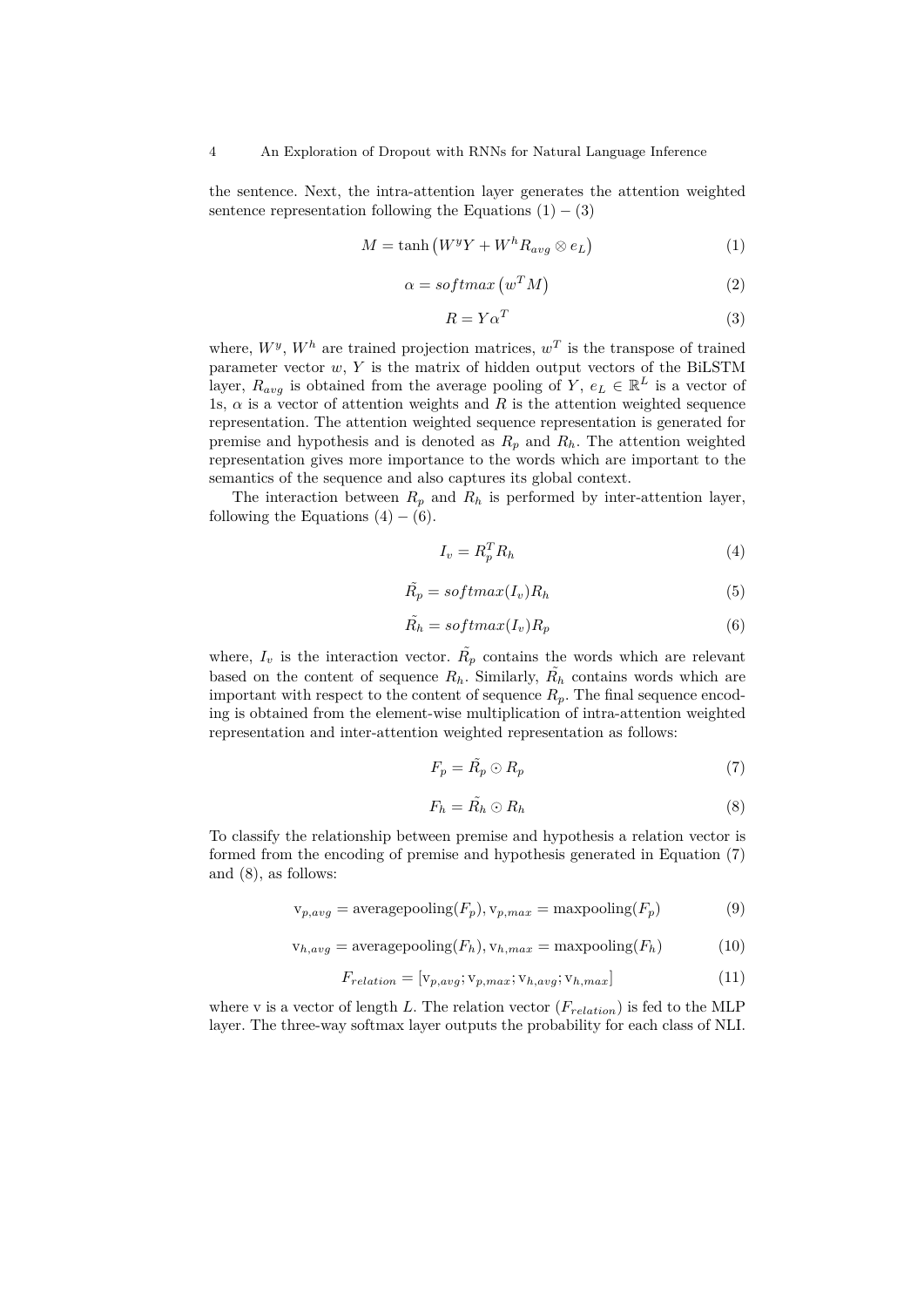the sentence. Next, the intra-attention layer generates the attention weighted sentence representation following the Equations (1) – (3)

$$M = \tanh\left(W^y Y + W^h R_{avg} \otimes e_L\right) \tag{1}$$

$$\alpha = softmax\left(w^T M\right) \tag{2}$$

$$R = Y\alpha^T \tag{3}$$

where, $W^y$, $W^h$ are trained projection matrices, $w^T$ is the transpose of trained parameter vector $w$, $Y$ is the matrix of hidden output vectors of the BiLSTM layer, $R_{avg}$ is obtained from the average pooling of $Y$, $e_L \in \mathbb{R}^L$ is a vector of 1s, $\alpha$ is a vector of attention weights and $R$ is the attention weighted sequence representation. The attention weighted sequence representation is generated for premise and hypothesis and is denoted as $R_p$ and $R_h$. The attention weighted representation gives more importance to the words which are important to the semantics of the sequence and also captures its global context.

The interaction between $R_p$ and $R_h$ is performed by inter-attention layer, following the Equations (4) – (6).

$$I_v = R_p^T R_h \tag{4}$$

$$\tilde{R_p} = softmax(I_v)R_h \tag{5}$$

$$\tilde{R_h} = softmax(I_v)R_p \tag{6}$$

where, $I_v$ is the interaction vector. $\tilde{R_p}$ contains the words which are relevant based on the content of sequence $R_h$. Similarly, $\tilde{R_h}$ contains words which are important with respect to the content of sequence $R_p$. The final sequence encoding is obtained from the element-wise multiplication of intra-attention weighted representation and inter-attention weighted representation as follows:

$$F_p = \tilde{R_p} \odot R_p \tag{7}$$

$$F_h = \tilde{R_h} \odot R_h \tag{8}$$

To classify the relationship between premise and hypothesis a relation vector is formed from the encoding of premise and hypothesis generated in Equation (7) and (8), as follows:

$$\mathrm{v}_{p,avg} = \text{averagepooling}(F_p), \mathrm{v}_{p,max} = \text{maxpooling}(F_p) \tag{9}$$

$$\mathrm{v}_{h,avg} = \text{averagepooling}(F_h), \mathrm{v}_{h,max} = \text{maxpooling}(F_h) \tag{10}$$

$$F_{relation} = [\mathrm{v}_{p,avg}; \mathrm{v}_{p,max}; \mathrm{v}_{h,avg}; \mathrm{v}_{h,max}] \tag{11}$$

where v is a vector of length $L$. The relation vector ($F_{relation}$) is fed to the MLP layer. The three-way softmax layer outputs the probability for each class of NLI.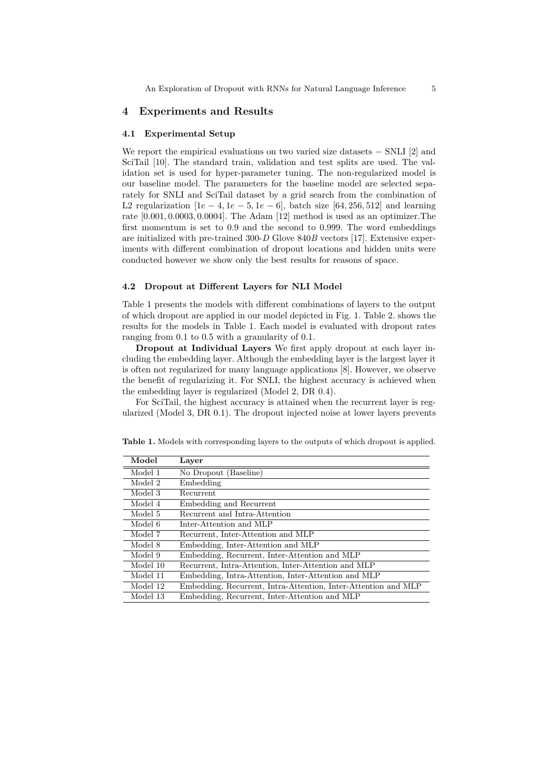## 4 Experiments and Results

### 4.1 Experimental Setup

We report the empirical evaluations on two varied size datasets − SNLI [2] and SciTail [10]. The standard train, validation and test splits are used. The validation set is used for hyper-parameter tuning. The non-regularized model is our baseline model. The parameters for the baseline model are selected separately for SNLI and SciTail dataset by a grid search from the combination of L2 regularization $[1e-4, 1e-5, 1e-6]$, batch size $[64, 256, 512]$ and learning rate $[0.001, 0.0003, 0.0004]$. The Adam [12] method is used as an optimizer.The first momentum is set to 0.9 and the second to 0.999. The word embeddings are initialized with pre-trained 300-$D$ Glove 840$B$ vectors [17]. Extensive experiments with different combination of dropout locations and hidden units were conducted however we show only the best results for reasons of space.

### 4.2 Dropout at Different Layers for NLI Model

Table 1 presents the models with different combinations of layers to the output of which dropout are applied in our model depicted in Fig. 1. Table 2. shows the results for the models in Table 1. Each model is evaluated with dropout rates ranging from 0.1 to 0.5 with a granularity of 0.1.

**Dropout at Individual Layers** We first apply dropout at each layer including the embedding layer. Although the embedding layer is the largest layer it is often not regularized for many language applications [8]. However, we observe the benefit of regularizing it. For SNLI, the highest accuracy is achieved when the embedding layer is regularized (Model 2, DR 0.4).

For SciTail, the highest accuracy is attained when the recurrent layer is regularized (Model 3, DR 0.1). The dropout injected noise at lower layers prevents

**Table 1.** Models with corresponding layers to the outputs of which dropout is applied.

| Model | Layer |
|---|---|
| Model 1 | No Dropout (Baseline) |
| Model 2 | Embedding |
| Model 3 | Recurrent |
| Model 4 | Embedding and Recurrent |
| Model 5 | Recurrent and Intra-Attention |
| Model 6 | Inter-Attention and MLP |
| Model 7 | Recurrent, Inter-Attention and MLP |
| Model 8 | Embedding, Inter-Attention and MLP |
| Model 9 | Embedding, Recurrent, Inter-Attention and MLP |
| Model 10 | Recurrent, Intra-Attention, Inter-Attention and MLP |
| Model 11 | Embedding, Intra-Attention, Inter-Attention and MLP |
| Model 12 | Embedding, Recurrent, Intra-Attention, Inter-Attention and MLP |
| Model 13 | Embedding, Recurrent, Inter-Attention and MLP |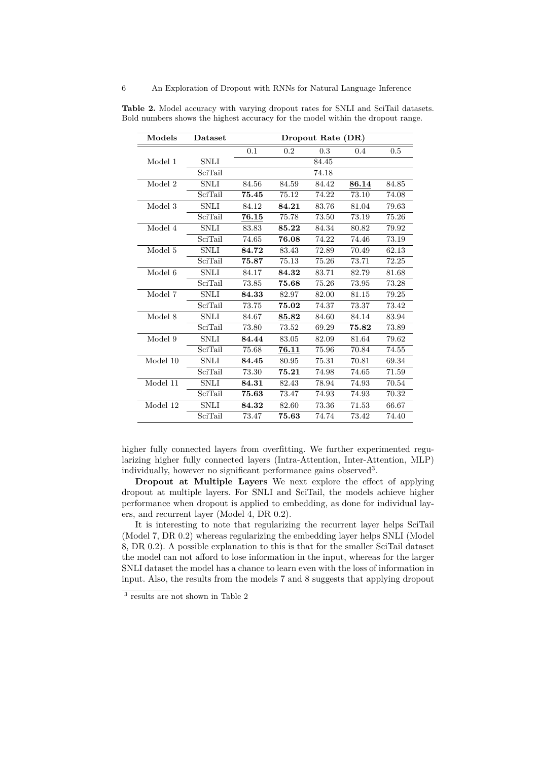**Table 2.** Model accuracy with varying dropout rates for SNLI and SciTail datasets. Bold numbers shows the highest accuracy for the model within the dropout range.

| Models | Dataset | Dropout Rate (DR) | | | | |
|---|---|---|---|---|---|---|
| | | 0.1 | 0.2 | 0.3 | 0.4 | 0.5 |
| Model 1 | SNLI | | | 84.45 | | |
| | SciTail | | | 74.18 | | |
| Model 2 | SNLI | 84.56 | 84.59 | 84.42 | **86.14** | 84.85 |
| | SciTail | **75.45** | 75.12 | 74.22 | 73.10 | 74.08 |
| Model 3 | SNLI | 84.12 | **84.21** | 83.76 | 81.04 | 79.63 |
| | SciTail | **76.15** | 75.78 | 73.50 | 73.19 | 75.26 |
| Model 4 | SNLI | 83.83 | **85.22** | 84.34 | 80.82 | 79.92 |
| | SciTail | 74.65 | **76.08** | 74.22 | 74.46 | 73.19 |
| Model 5 | SNLI | **84.72** | 83.43 | 72.89 | 70.49 | 62.13 |
| | SciTail | **75.87** | 75.13 | 75.26 | 73.71 | 72.25 |
| Model 6 | SNLI | 84.17 | **84.32** | 83.71 | 82.79 | 81.68 |
| | SciTail | 73.85 | **75.68** | 75.26 | 73.95 | 73.28 |
| Model 7 | SNLI | **84.33** | 82.97 | 82.00 | 81.15 | 79.25 |
| | SciTail | 73.75 | **75.02** | 74.37 | 73.37 | 73.42 |
| Model 8 | SNLI | 84.67 | **85.82** | 84.60 | 84.14 | 83.94 |
| | SciTail | 73.80 | 73.52 | 69.29 | **75.82** | 73.89 |
| Model 9 | SNLI | **84.44** | 83.05 | 82.09 | 81.64 | 79.62 |
| | SciTail | 75.68 | **76.11** | 75.96 | 70.84 | 74.55 |
| Model 10 | SNLI | **84.45** | 80.95 | 75.31 | 70.81 | 69.34 |
| | SciTail | 73.30 | **75.21** | 74.98 | 74.65 | 71.59 |
| Model 11 | SNLI | **84.31** | 82.43 | 78.94 | 74.93 | 70.54 |
| | SciTail | **75.63** | 73.47 | 74.93 | 74.93 | 70.32 |
| Model 12 | SNLI | **84.32** | 82.60 | 73.36 | 71.53 | 66.67 |
| | SciTail | 73.47 | **75.63** | 74.74 | 73.42 | 74.40 |

higher fully connected layers from overfitting. We further experimented regularizing higher fully connected layers (Intra-Attention, Inter-Attention, MLP) individually, however no significant performance gains observed[3].

**Dropout at Multiple Layers** We next explore the effect of applying dropout at multiple layers. For SNLI and SciTail, the models achieve higher performance when dropout is applied to embedding, as done for individual layers, and recurrent layer (Model 4, DR 0.2).

It is interesting to note that regularizing the recurrent layer helps SciTail (Model 7, DR 0.2) whereas regularizing the embedding layer helps SNLI (Model 8, DR 0.2). A possible explanation to this is that for the smaller SciTail dataset the model can not afford to lose information in the input, whereas for the larger SNLI dataset the model has a chance to learn even with the loss of information in input. Also, the results from the models 7 and 8 suggests that applying dropout

[3] results are not shown in Table 2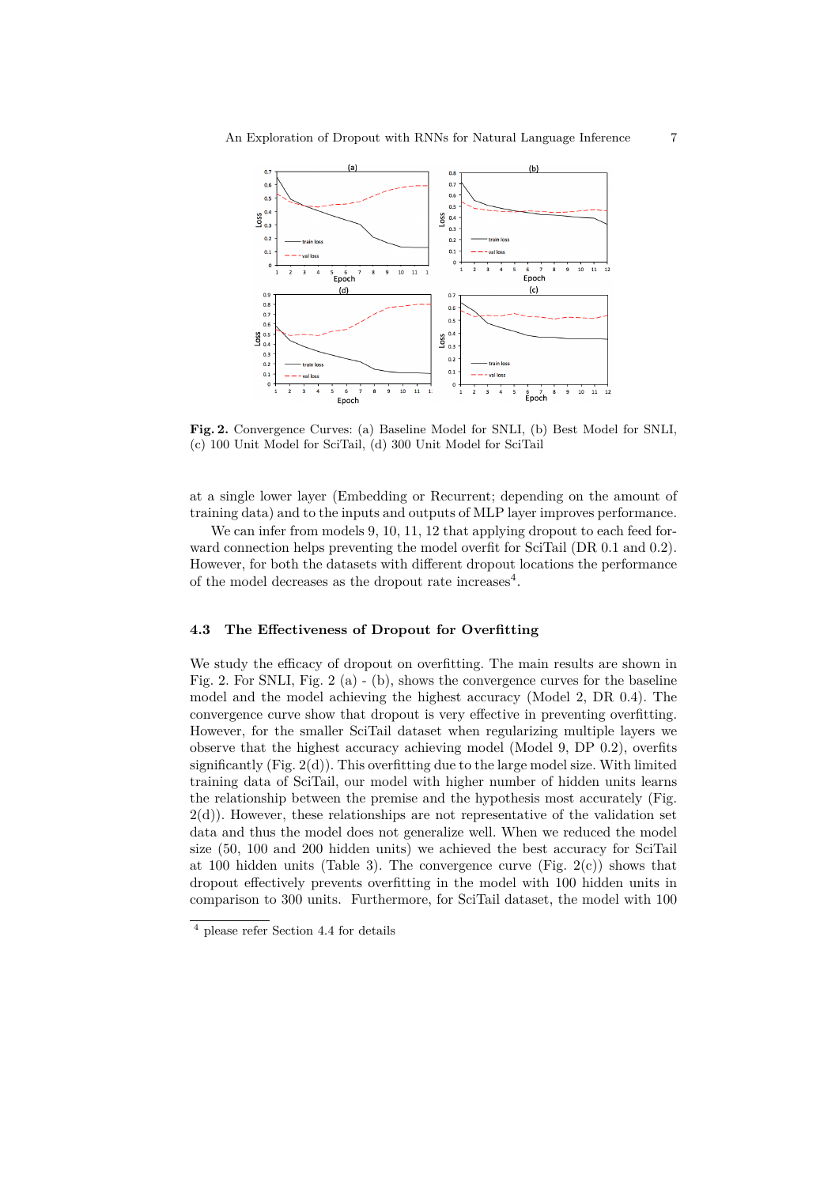**Fig. 2.** Convergence Curves: (a) Baseline Model for SNLI, (b) Best Model for SNLI, (c) 100 Unit Model for SciTail, (d) 300 Unit Model for SciTail

at a single lower layer (Embedding or Recurrent; depending on the amount of training data) and to the inputs and outputs of MLP layer improves performance.

We can infer from models 9, 10, 11, 12 that applying dropout to each feed forward connection helps preventing the model overfit for SciTail (DR 0.1 and 0.2). However, for both the datasets with different dropout locations the performance of the model decreases as the dropout rate increases[4].

### 4.3 The Effectiveness of Dropout for Overfitting

We study the efficacy of dropout on overfitting. The main results are shown in Fig. 2. For SNLI, Fig. 2 (a) - (b), shows the convergence curves for the baseline model and the model achieving the highest accuracy (Model 2, DR 0.4). The convergence curve show that dropout is very effective in preventing overfitting. However, for the smaller SciTail dataset when regularizing multiple layers we observe that the highest accuracy achieving model (Model 9, DP 0.2), overfits significantly (Fig. 2(d)). This overfitting due to the large model size. With limited training data of SciTail, our model with higher number of hidden units learns the relationship between the premise and the hypothesis most accurately (Fig. 2(d)). However, these relationships are not representative of the validation set data and thus the model does not generalize well. When we reduced the model size (50, 100 and 200 hidden units) we achieved the best accuracy for SciTail at 100 hidden units (Table 3). The convergence curve (Fig. 2(c)) shows that dropout effectively prevents overfitting in the model with 100 hidden units in comparison to 300 units. Furthermore, for SciTail dataset, the model with 100

[4] please refer Section 4.4 for details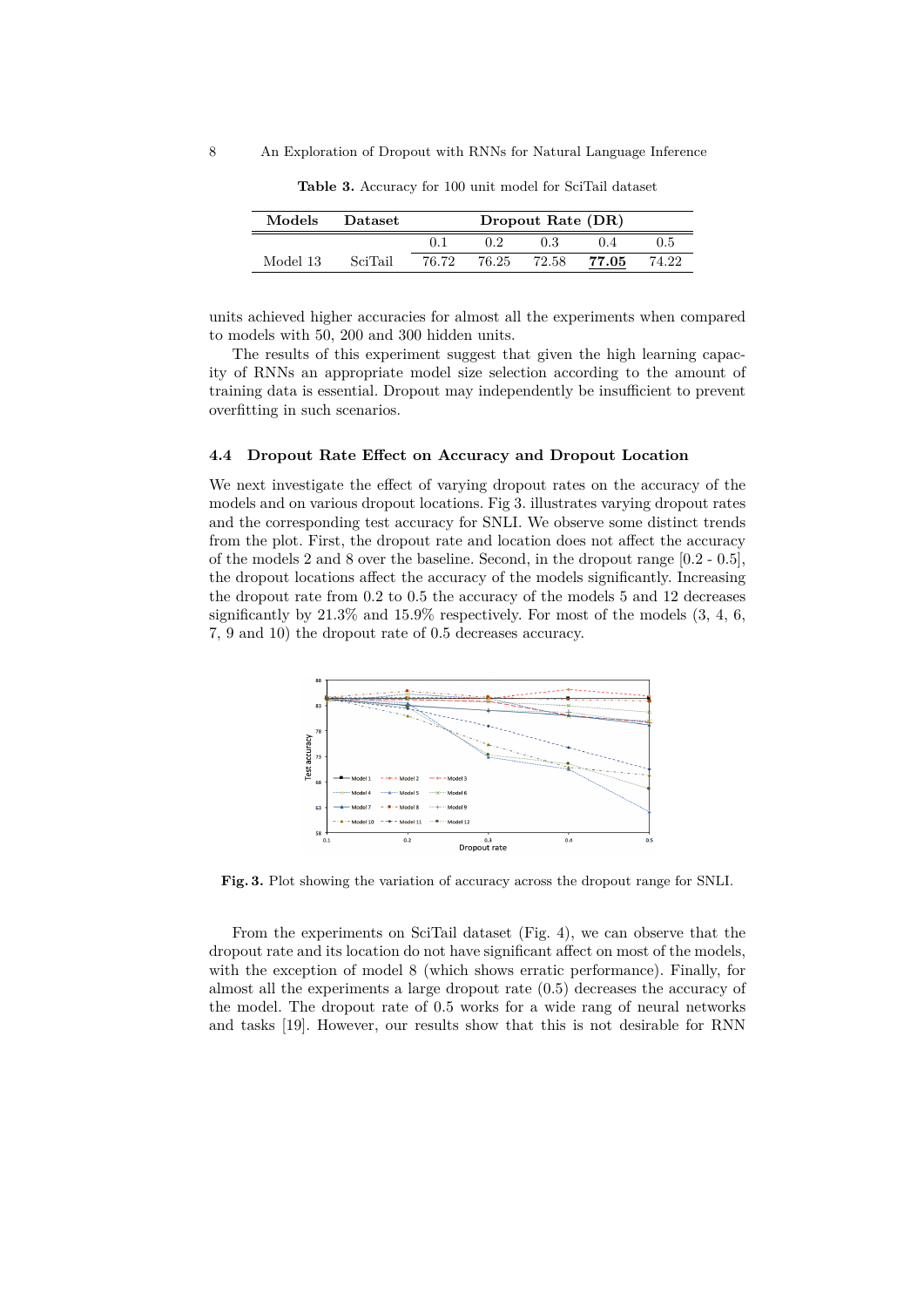**Table 3.** Accuracy for 100 unit model for SciTail dataset

| Models | Dataset | Dropout Rate (DR) | | | | |
|---|---|---|---|---|---|---|
| | | 0.1 | 0.2 | 0.3 | 0.4 | 0.5 |
| Model 13 | SciTail | 76.72 | 76.25 | 72.58 | **77.05** | 74.22 |

units achieved higher accuracies for almost all the experiments when compared to models with 50, 200 and 300 hidden units.

The results of this experiment suggest that given the high learning capacity of RNNs an appropriate model size selection according to the amount of training data is essential. Dropout may independently be insufficient to prevent overfitting in such scenarios.

### 4.4 Dropout Rate Effect on Accuracy and Dropout Location

We next investigate the effect of varying dropout rates on the accuracy of the models and on various dropout locations. Fig 3. illustrates varying dropout rates and the corresponding test accuracy for SNLI. We observe some distinct trends from the plot. First, the dropout rate and location does not affect the accuracy of the models 2 and 8 over the baseline. Second, in the dropout range [0.2 - 0.5], the dropout locations affect the accuracy of the models significantly. Increasing the dropout rate from 0.2 to 0.5 the accuracy of the models 5 and 12 decreases significantly by 21.3% and 15.9% respectively. For most of the models (3, 4, 6, 7, 9 and 10) the dropout rate of 0.5 decreases accuracy.

**Fig. 3.** Plot showing the variation of accuracy across the dropout range for SNLI.

From the experiments on SciTail dataset (Fig. 4), we can observe that the dropout rate and its location do not have significant affect on most of the models, with the exception of model 8 (which shows erratic performance). Finally, for almost all the experiments a large dropout rate (0.5) decreases the accuracy of the model. The dropout rate of 0.5 works for a wide rang of neural networks and tasks [19]. However, our results show that this is not desirable for RNN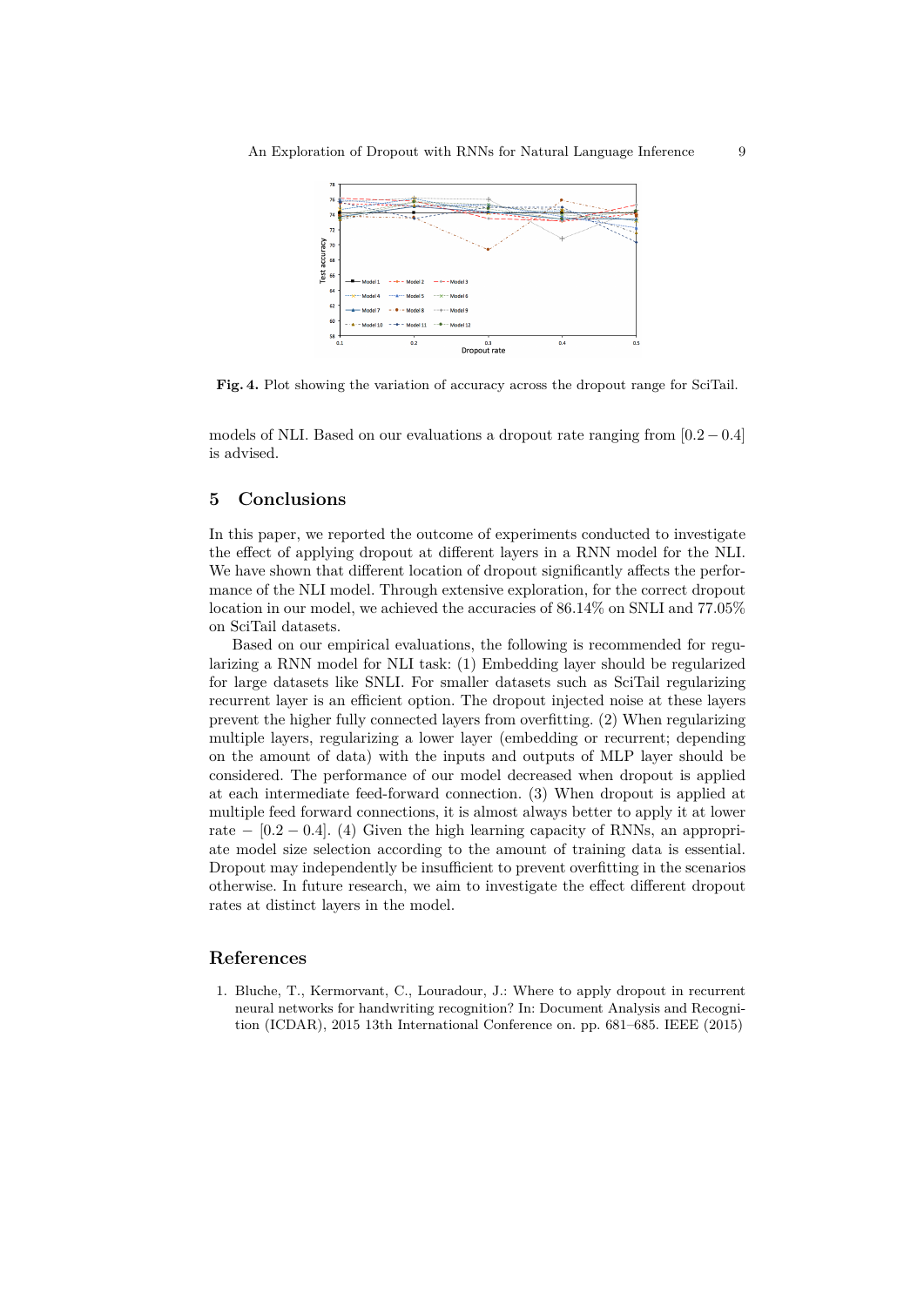**Fig. 4.** Plot showing the variation of accuracy across the dropout range for SciTail.

models of NLI. Based on our evaluations a dropout rate ranging from $[0.2 - 0.4]$ is advised.

## 5 Conclusions

In this paper, we reported the outcome of experiments conducted to investigate the effect of applying dropout at different layers in a RNN model for the NLI. We have shown that different location of dropout significantly affects the performance of the NLI model. Through extensive exploration, for the correct dropout location in our model, we achieved the accuracies of 86.14% on SNLI and 77.05% on SciTail datasets.

Based on our empirical evaluations, the following is recommended for regularizing a RNN model for NLI task: (1) Embedding layer should be regularized for large datasets like SNLI. For smaller datasets such as SciTail regularizing recurrent layer is an efficient option. The dropout injected noise at these layers prevent the higher fully connected layers from overfitting. (2) When regularizing multiple layers, regularizing a lower layer (embedding or recurrent; depending on the amount of data) with the inputs and outputs of MLP layer should be considered. The performance of our model decreased when dropout is applied at each intermediate feed-forward connection. (3) When dropout is applied at multiple feed forward connections, it is almost always better to apply it at lower rate $-$ $[0.2 - 0.4]$. (4) Given the high learning capacity of RNNs, an appropriate model size selection according to the amount of training data is essential. Dropout may independently be insufficient to prevent overfitting in the scenarios otherwise. In future research, we aim to investigate the effect different dropout rates at distinct layers in the model.

## References

1. Bluche, T., Kermorvant, C., Louradour, J.: Where to apply dropout in recurrent neural networks for handwriting recognition? In: Document Analysis and Recognition (ICDAR), 2015 13th International Conference on. pp. 681–685. IEEE (2015)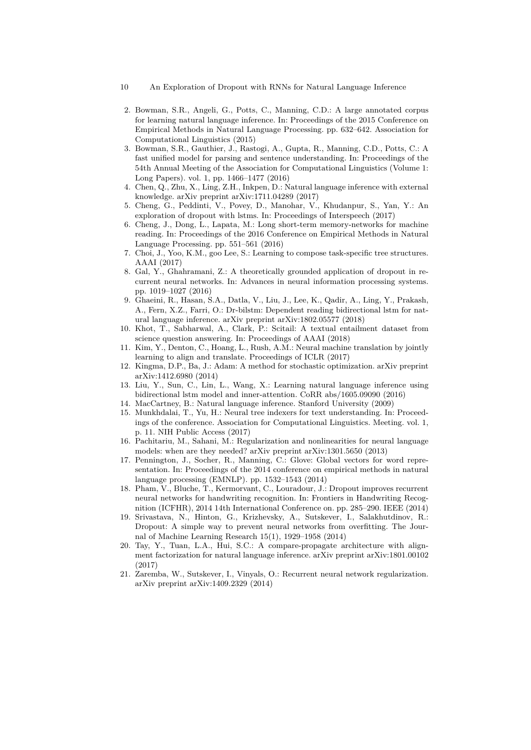2. Bowman, S.R., Angeli, G., Potts, C., Manning, C.D.: A large annotated corpus for learning natural language inference. In: Proceedings of the 2015 Conference on Empirical Methods in Natural Language Processing. pp. 632–642. Association for Computational Linguistics (2015)
3. Bowman, S.R., Gauthier, J., Rastogi, A., Gupta, R., Manning, C.D., Potts, C.: A fast unified model for parsing and sentence understanding. In: Proceedings of the 54th Annual Meeting of the Association for Computational Linguistics (Volume 1: Long Papers). vol. 1, pp. 1466–1477 (2016)
4. Chen, Q., Zhu, X., Ling, Z.H., Inkpen, D.: Natural language inference with external knowledge. arXiv preprint arXiv:1711.04289 (2017)
5. Cheng, G., Peddinti, V., Povey, D., Manohar, V., Khudanpur, S., Yan, Y.: An exploration of dropout with lstms. In: Proceedings of Interspeech (2017)
6. Cheng, J., Dong, L., Lapata, M.: Long short-term memory-networks for machine reading. In: Proceedings of the 2016 Conference on Empirical Methods in Natural Language Processing. pp. 551–561 (2016)
7. Choi, J., Yoo, K.M., goo Lee, S.: Learning to compose task-specific tree structures. AAAI (2017)
8. Gal, Y., Ghahramani, Z.: A theoretically grounded application of dropout in recurrent neural networks. In: Advances in neural information processing systems. pp. 1019–1027 (2016)
9. Ghaeini, R., Hasan, S.A., Datla, V., Liu, J., Lee, K., Qadir, A., Ling, Y., Prakash, A., Fern, X.Z., Farri, O.: Dr-bilstm: Dependent reading bidirectional lstm for natural language inference. arXiv preprint arXiv:1802.05577 (2018)
10. Khot, T., Sabharwal, A., Clark, P.: Scitail: A textual entailment dataset from science question answering. In: Proceedings of AAAI (2018)
11. Kim, Y., Denton, C., Hoang, L., Rush, A.M.: Neural machine translation by jointly learning to align and translate. Proceedings of ICLR (2017)
12. Kingma, D.P., Ba, J.: Adam: A method for stochastic optimization. arXiv preprint arXiv:1412.6980 (2014)
13. Liu, Y., Sun, C., Lin, L., Wang, X.: Learning natural language inference using bidirectional lstm model and inner-attention. CoRR abs/1605.09090 (2016)
14. MacCartney, B.: Natural language inference. Stanford University (2009)
15. Munkhdalai, T., Yu, H.: Neural tree indexers for text understanding. In: Proceedings of the conference. Association for Computational Linguistics. Meeting. vol. 1, p. 11. NIH Public Access (2017)
16. Pachitariu, M., Sahani, M.: Regularization and nonlinearities for neural language models: when are they needed? arXiv preprint arXiv:1301.5650 (2013)
17. Pennington, J., Socher, R., Manning, C.: Glove: Global vectors for word representation. In: Proceedings of the 2014 conference on empirical methods in natural language processing (EMNLP). pp. 1532–1543 (2014)
18. Pham, V., Bluche, T., Kermorvant, C., Louradour, J.: Dropout improves recurrent neural networks for handwriting recognition. In: Frontiers in Handwriting Recognition (ICFHR), 2014 14th International Conference on. pp. 285–290. IEEE (2014)
19. Srivastava, N., Hinton, G., Krizhevsky, A., Sutskever, I., Salakhutdinov, R.: Dropout: A simple way to prevent neural networks from overfitting. The Journal of Machine Learning Research 15(1), 1929–1958 (2014)
20. Tay, Y., Tuan, L.A., Hui, S.C.: A compare-propagate architecture with alignment factorization for natural language inference. arXiv preprint arXiv:1801.00102 (2017)
21. Zaremba, W., Sutskever, I., Vinyals, O.: Recurrent neural network regularization. arXiv preprint arXiv:1409.2329 (2014)